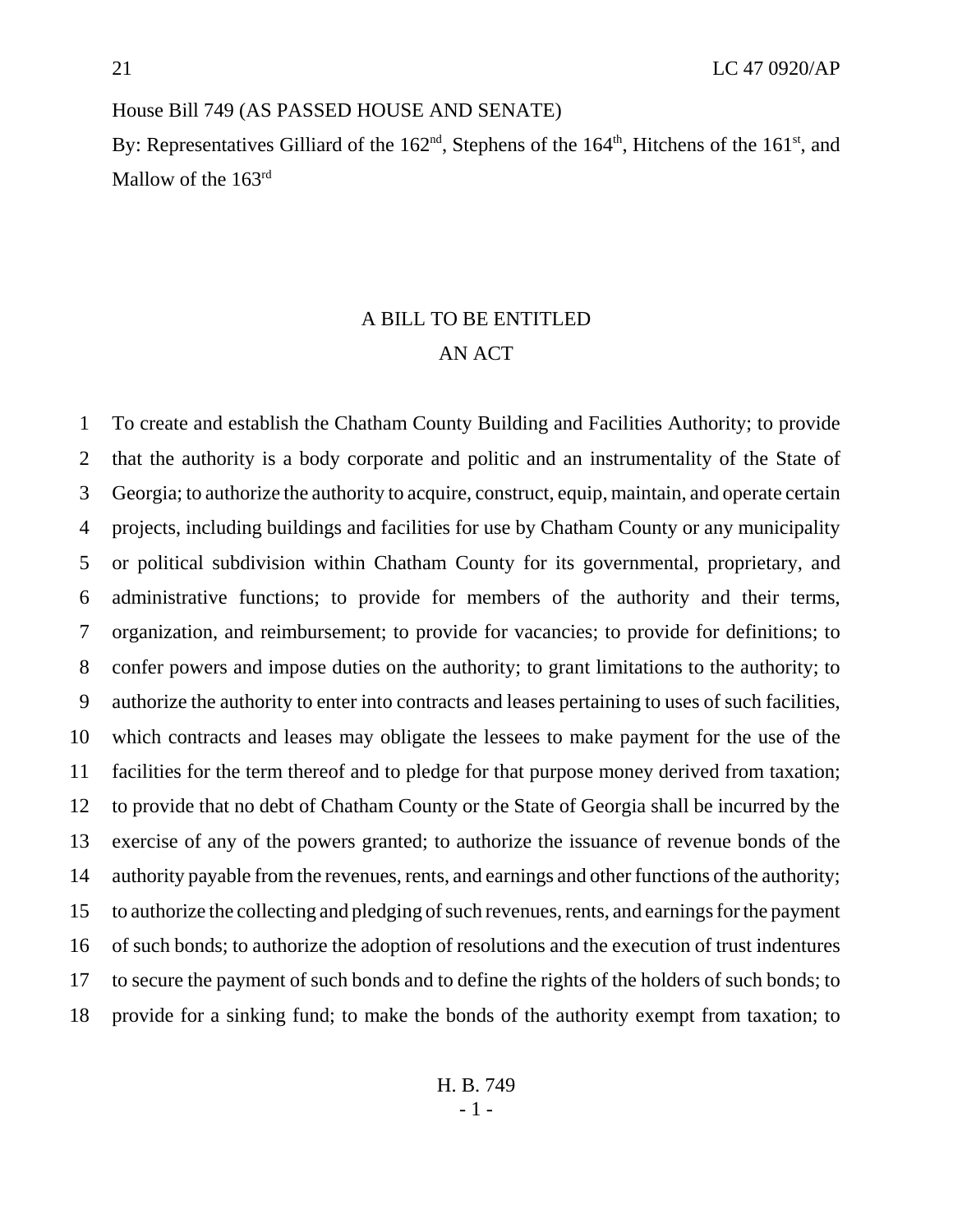House Bill 749 (AS PASSED HOUSE AND SENATE)

By: Representatives Gilliard of the 162nd, Stephens of the 164th, Hitchens of the 161st, and Mallow of the 163rd

A BILL TO BE ENTITLED
AN ACT

To create and establish the Chatham County Building and Facilities Authority; to provide that the authority is a body corporate and politic and an instrumentality of the State of Georgia; to authorize the authority to acquire, construct, equip, maintain, and operate certain projects, including buildings and facilities for use by Chatham County or any municipality or political subdivision within Chatham County for its governmental, proprietary, and administrative functions; to provide for members of the authority and their terms, organization, and reimbursement; to provide for vacancies; to provide for definitions; to confer powers and impose duties on the authority; to grant limitations to the authority; to authorize the authority to enter into contracts and leases pertaining to uses of such facilities, which contracts and leases may obligate the lessees to make payment for the use of the facilities for the term thereof and to pledge for that purpose money derived from taxation; to provide that no debt of Chatham County or the State of Georgia shall be incurred by the exercise of any of the powers granted; to authorize the issuance of revenue bonds of the authority payable from the revenues, rents, and earnings and other functions of the authority; to authorize the collecting and pledging of such revenues, rents, and earnings for the payment of such bonds; to authorize the adoption of resolutions and the execution of trust indentures to secure the payment of such bonds and to define the rights of the holders of such bonds; to provide for a sinking fund; to make the bonds of the authority exempt from taxation; to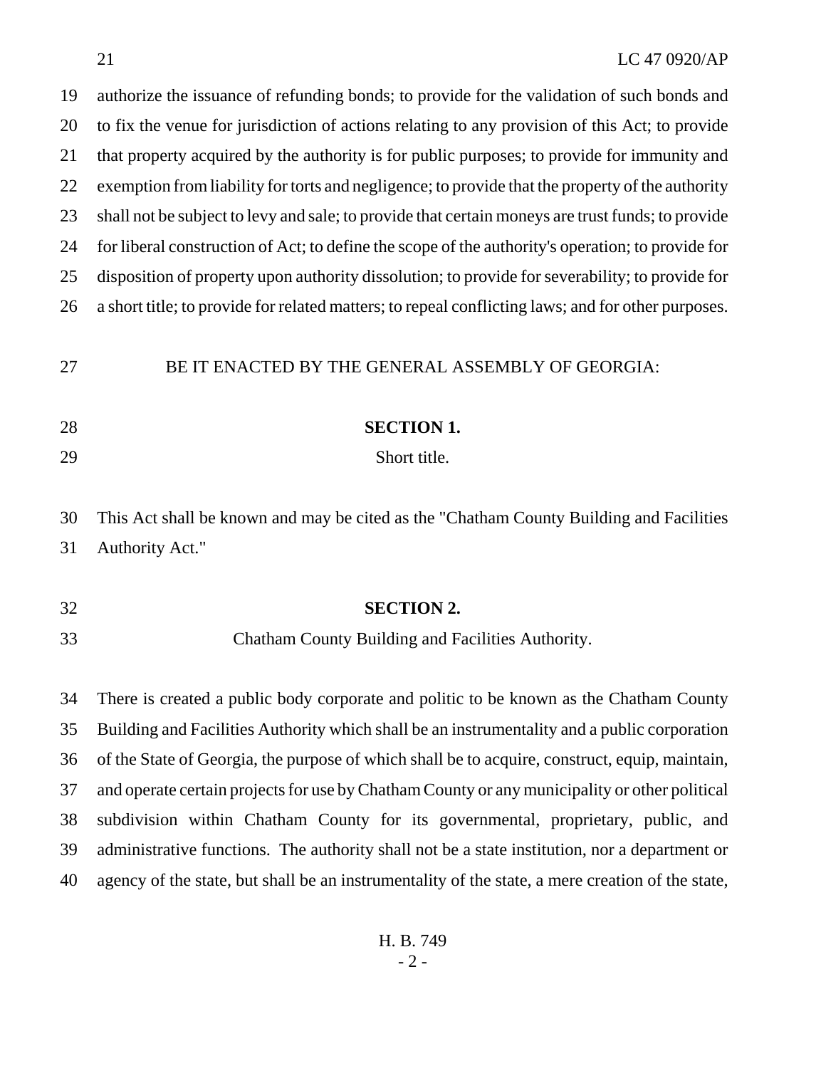authorize the issuance of refunding bonds; to provide for the validation of such bonds and to fix the venue for jurisdiction of actions relating to any provision of this Act; to provide that property acquired by the authority is for public purposes; to provide for immunity and exemption from liability for torts and negligence; to provide that the property of the authority shall not be subject to levy and sale; to provide that certain moneys are trust funds; to provide for liberal construction of Act; to define the scope of the authority's operation; to provide for disposition of property upon authority dissolution; to provide for severability; to provide for a short title; to provide for related matters; to repeal conflicting laws; and for other purposes.

BE IT ENACTED BY THE GENERAL ASSEMBLY OF GEORGIA:

**SECTION 1.**

Short title.

This Act shall be known and may be cited as the "Chatham County Building and Facilities Authority Act."

**SECTION 2.**

Chatham County Building and Facilities Authority.

There is created a public body corporate and politic to be known as the Chatham County Building and Facilities Authority which shall be an instrumentality and a public corporation of the State of Georgia, the purpose of which shall be to acquire, construct, equip, maintain, and operate certain projects for use by Chatham County or any municipality or other political subdivision within Chatham County for its governmental, proprietary, public, and administrative functions. The authority shall not be a state institution, nor a department or agency of the state, but shall be an instrumentality of the state, a mere creation of the state,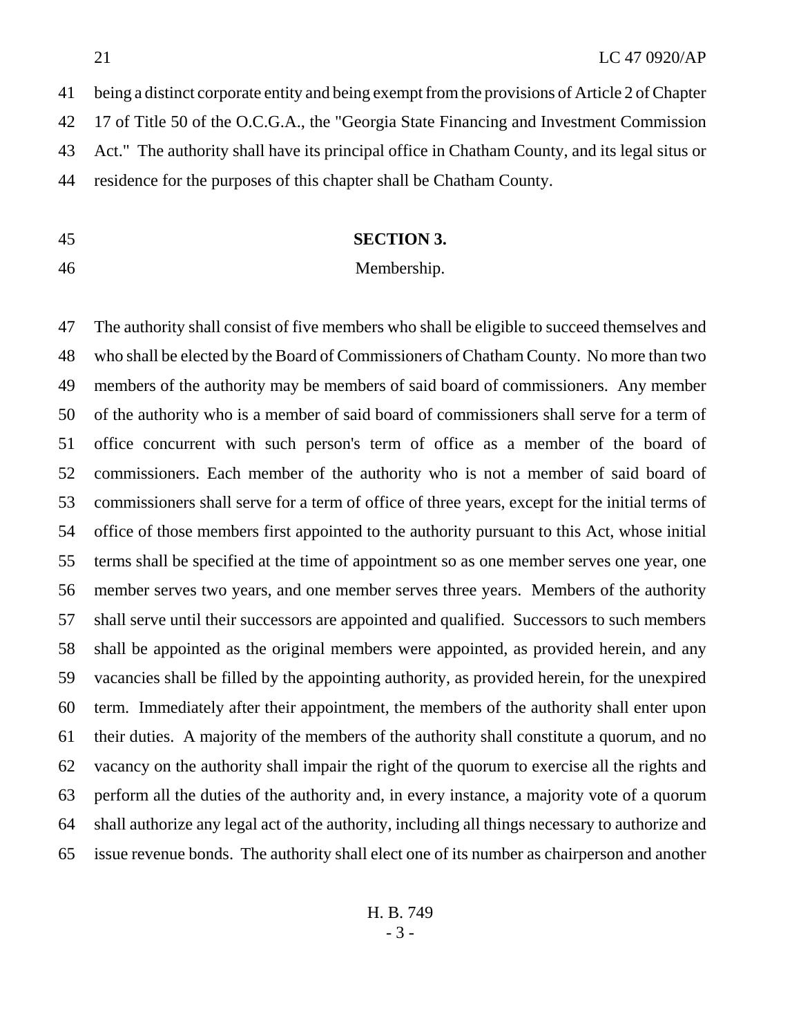being a distinct corporate entity and being exempt from the provisions of Article 2 of Chapter 17 of Title 50 of the O.C.G.A., the "Georgia State Financing and Investment Commission Act." The authority shall have its principal office in Chatham County, and its legal situs or residence for the purposes of this chapter shall be Chatham County.

**SECTION 3.**

Membership.

The authority shall consist of five members who shall be eligible to succeed themselves and who shall be elected by the Board of Commissioners of Chatham County. No more than two members of the authority may be members of said board of commissioners. Any member of the authority who is a member of said board of commissioners shall serve for a term of office concurrent with such person's term of office as a member of the board of commissioners. Each member of the authority who is not a member of said board of commissioners shall serve for a term of office of three years, except for the initial terms of office of those members first appointed to the authority pursuant to this Act, whose initial terms shall be specified at the time of appointment so as one member serves one year, one member serves two years, and one member serves three years. Members of the authority shall serve until their successors are appointed and qualified. Successors to such members shall be appointed as the original members were appointed, as provided herein, and any vacancies shall be filled by the appointing authority, as provided herein, for the unexpired term. Immediately after their appointment, the members of the authority shall enter upon their duties. A majority of the members of the authority shall constitute a quorum, and no vacancy on the authority shall impair the right of the quorum to exercise all the rights and perform all the duties of the authority and, in every instance, a majority vote of a quorum shall authorize any legal act of the authority, including all things necessary to authorize and issue revenue bonds. The authority shall elect one of its number as chairperson and another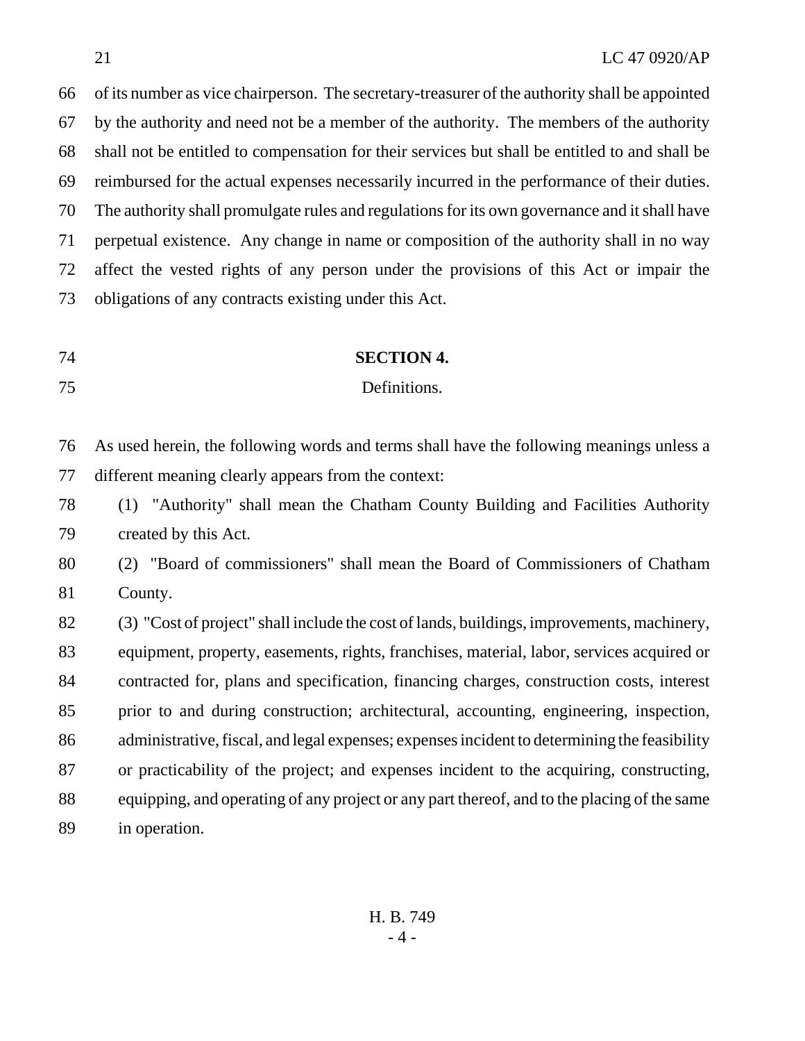of its number as vice chairperson. The secretary-treasurer of the authority shall be appointed by the authority and need not be a member of the authority. The members of the authority shall not be entitled to compensation for their services but shall be entitled to and shall be reimbursed for the actual expenses necessarily incurred in the performance of their duties. The authority shall promulgate rules and regulations for its own governance and it shall have perpetual existence. Any change in name or composition of the authority shall in no way affect the vested rights of any person under the provisions of this Act or impair the obligations of any contracts existing under this Act.

**SECTION 4.**

Definitions.

As used herein, the following words and terms shall have the following meanings unless a different meaning clearly appears from the context:

(1) "Authority" shall mean the Chatham County Building and Facilities Authority created by this Act.

(2) "Board of commissioners" shall mean the Board of Commissioners of Chatham County.

(3) "Cost of project" shall include the cost of lands, buildings, improvements, machinery, equipment, property, easements, rights, franchises, material, labor, services acquired or contracted for, plans and specification, financing charges, construction costs, interest prior to and during construction; architectural, accounting, engineering, inspection, administrative, fiscal, and legal expenses; expenses incident to determining the feasibility or practicability of the project; and expenses incident to the acquiring, constructing, equipping, and operating of any project or any part thereof, and to the placing of the same in operation.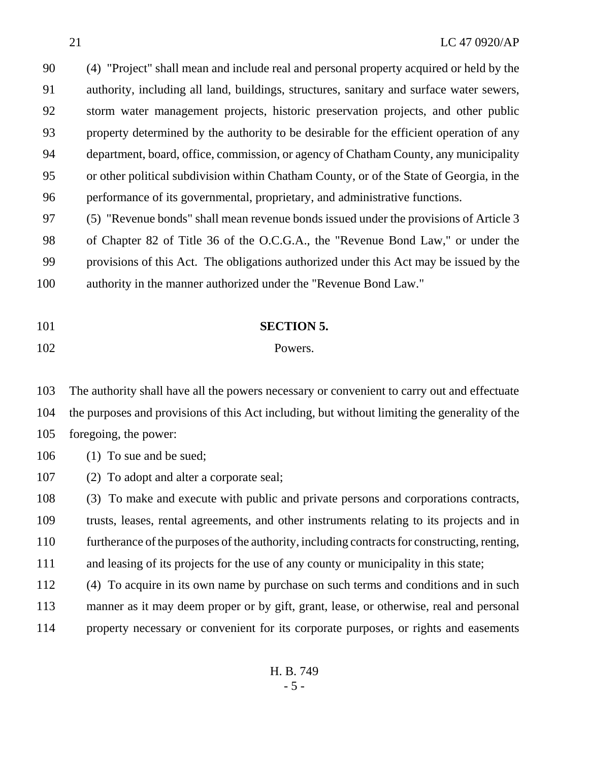(4) "Project" shall mean and include real and personal property acquired or held by the authority, including all land, buildings, structures, sanitary and surface water sewers, storm water management projects, historic preservation projects, and other public property determined by the authority to be desirable for the efficient operation of any department, board, office, commission, or agency of Chatham County, any municipality or other political subdivision within Chatham County, or of the State of Georgia, in the performance of its governmental, proprietary, and administrative functions.

(5) "Revenue bonds" shall mean revenue bonds issued under the provisions of Article 3 of Chapter 82 of Title 36 of the O.C.G.A., the "Revenue Bond Law," or under the provisions of this Act. The obligations authorized under this Act may be issued by the authority in the manner authorized under the "Revenue Bond Law."

**SECTION 5.**

Powers.

The authority shall have all the powers necessary or convenient to carry out and effectuate the purposes and provisions of this Act including, but without limiting the generality of the foregoing, the power:

(1) To sue and be sued;

(2) To adopt and alter a corporate seal;

(3) To make and execute with public and private persons and corporations contracts, trusts, leases, rental agreements, and other instruments relating to its projects and in furtherance of the purposes of the authority, including contracts for constructing, renting, and leasing of its projects for the use of any county or municipality in this state;

(4) To acquire in its own name by purchase on such terms and conditions and in such manner as it may deem proper or by gift, grant, lease, or otherwise, real and personal property necessary or convenient for its corporate purposes, or rights and easements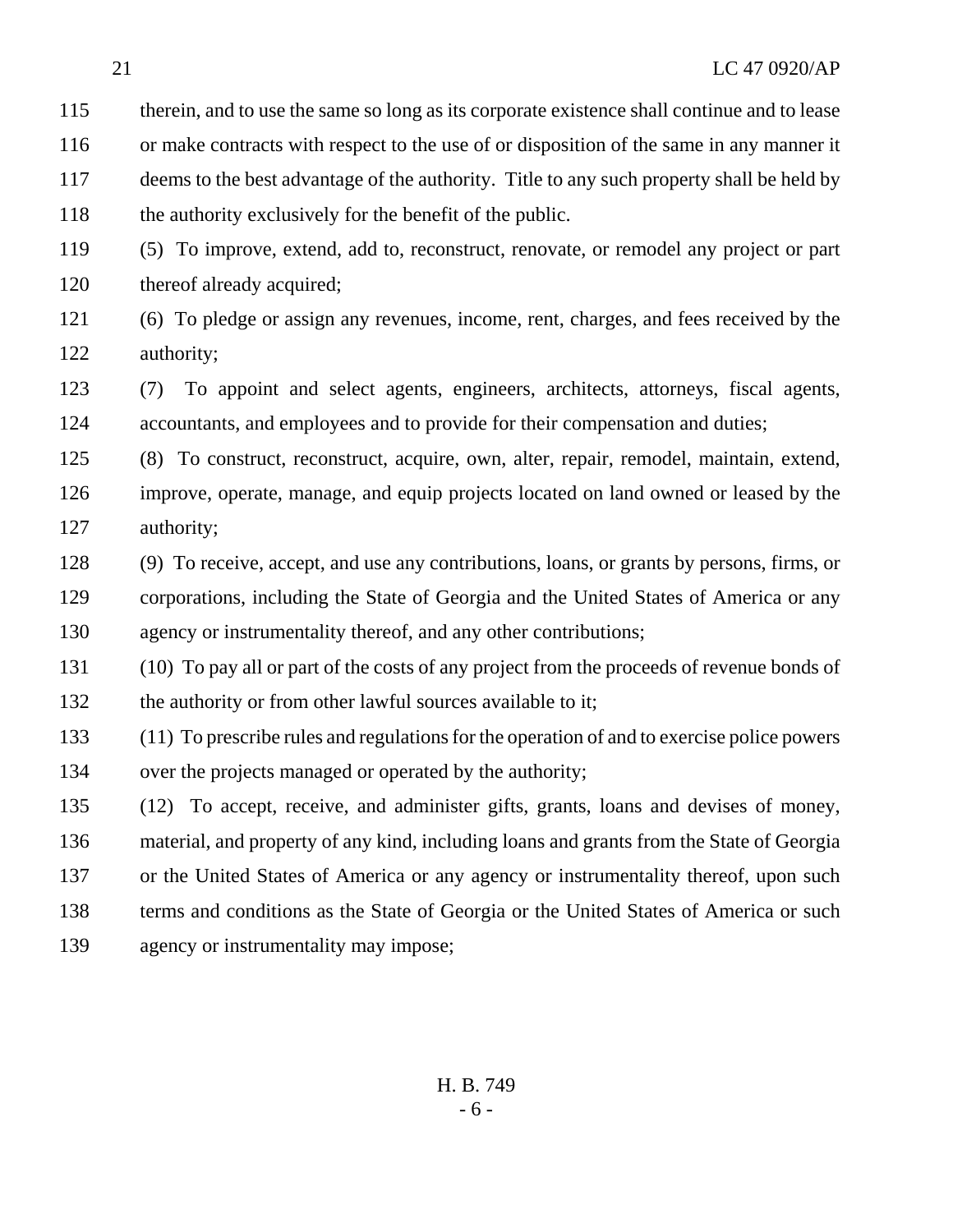therein, and to use the same so long as its corporate existence shall continue and to lease or make contracts with respect to the use of or disposition of the same in any manner it deems to the best advantage of the authority. Title to any such property shall be held by the authority exclusively for the benefit of the public.

(5) To improve, extend, add to, reconstruct, renovate, or remodel any project or part thereof already acquired;

(6) To pledge or assign any revenues, income, rent, charges, and fees received by the authority;

(7) To appoint and select agents, engineers, architects, attorneys, fiscal agents, accountants, and employees and to provide for their compensation and duties;

(8) To construct, reconstruct, acquire, own, alter, repair, remodel, maintain, extend, improve, operate, manage, and equip projects located on land owned or leased by the authority;

(9) To receive, accept, and use any contributions, loans, or grants by persons, firms, or corporations, including the State of Georgia and the United States of America or any agency or instrumentality thereof, and any other contributions;

(10) To pay all or part of the costs of any project from the proceeds of revenue bonds of the authority or from other lawful sources available to it;

(11) To prescribe rules and regulations for the operation of and to exercise police powers over the projects managed or operated by the authority;

(12) To accept, receive, and administer gifts, grants, loans and devises of money, material, and property of any kind, including loans and grants from the State of Georgia or the United States of America or any agency or instrumentality thereof, upon such terms and conditions as the State of Georgia or the United States of America or such agency or instrumentality may impose;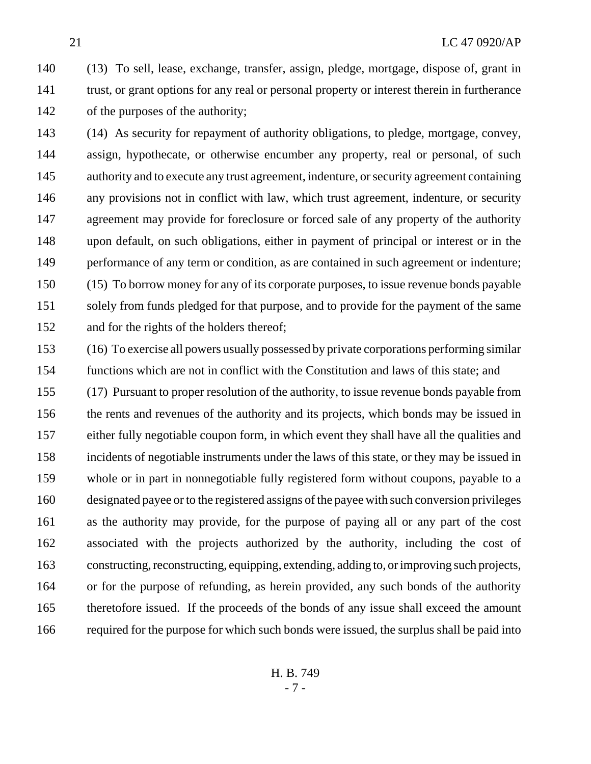(13) To sell, lease, exchange, transfer, assign, pledge, mortgage, dispose of, grant in trust, or grant options for any real or personal property or interest therein in furtherance of the purposes of the authority;

(14) As security for repayment of authority obligations, to pledge, mortgage, convey, assign, hypothecate, or otherwise encumber any property, real or personal, of such authority and to execute any trust agreement, indenture, or security agreement containing any provisions not in conflict with law, which trust agreement, indenture, or security agreement may provide for foreclosure or forced sale of any property of the authority upon default, on such obligations, either in payment of principal or interest or in the performance of any term or condition, as are contained in such agreement or indenture;

(15) To borrow money for any of its corporate purposes, to issue revenue bonds payable solely from funds pledged for that purpose, and to provide for the payment of the same and for the rights of the holders thereof;

(16) To exercise all powers usually possessed by private corporations performing similar functions which are not in conflict with the Constitution and laws of this state; and

(17) Pursuant to proper resolution of the authority, to issue revenue bonds payable from the rents and revenues of the authority and its projects, which bonds may be issued in either fully negotiable coupon form, in which event they shall have all the qualities and incidents of negotiable instruments under the laws of this state, or they may be issued in whole or in part in nonnegotiable fully registered form without coupons, payable to a designated payee or to the registered assigns of the payee with such conversion privileges as the authority may provide, for the purpose of paying all or any part of the cost associated with the projects authorized by the authority, including the cost of constructing, reconstructing, equipping, extending, adding to, or improving such projects, or for the purpose of refunding, as herein provided, any such bonds of the authority theretofore issued. If the proceeds of the bonds of any issue shall exceed the amount required for the purpose for which such bonds were issued, the surplus shall be paid into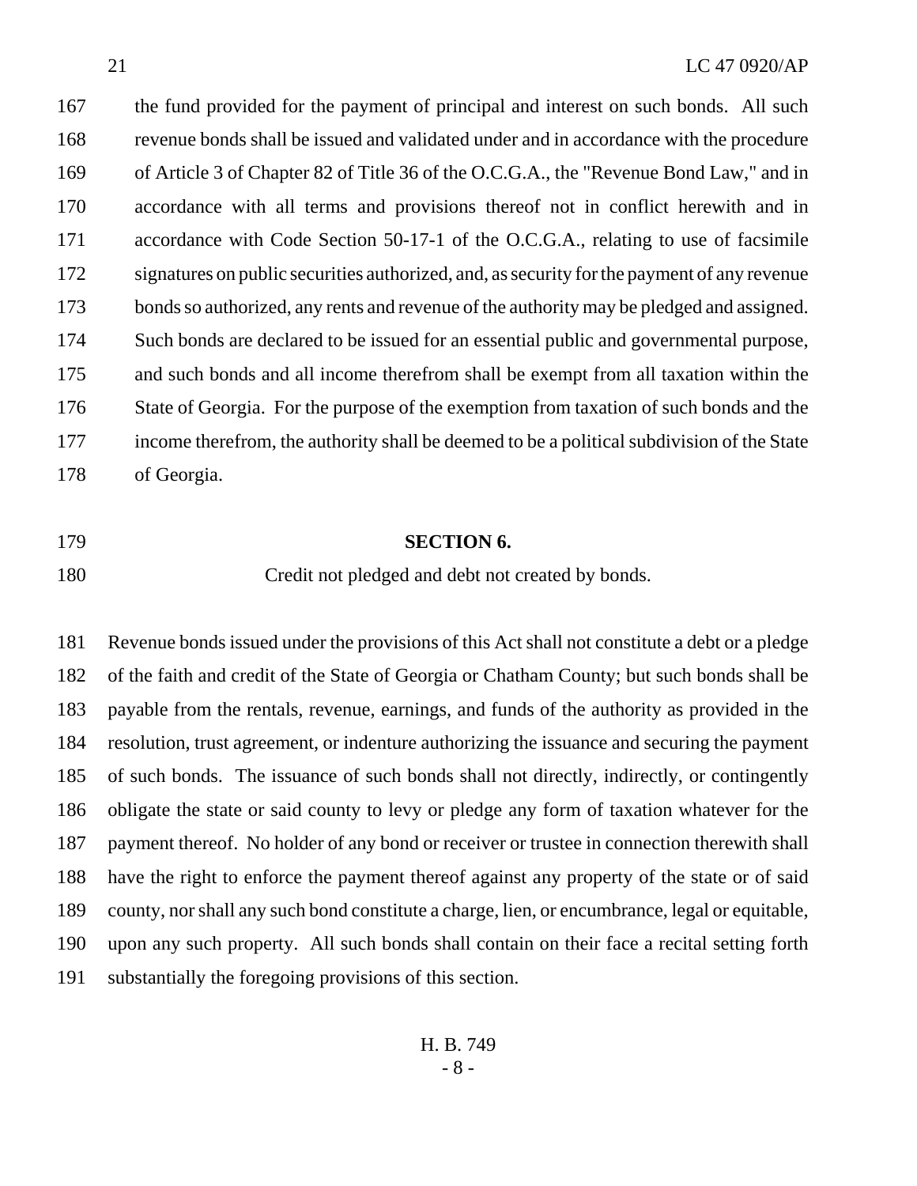the fund provided for the payment of principal and interest on such bonds. All such revenue bonds shall be issued and validated under and in accordance with the procedure of Article 3 of Chapter 82 of Title 36 of the O.C.G.A., the "Revenue Bond Law," and in accordance with all terms and provisions thereof not in conflict herewith and in accordance with Code Section 50-17-1 of the O.C.G.A., relating to use of facsimile signatures on public securities authorized, and, as security for the payment of any revenue bonds so authorized, any rents and revenue of the authority may be pledged and assigned. Such bonds are declared to be issued for an essential public and governmental purpose, and such bonds and all income therefrom shall be exempt from all taxation within the State of Georgia. For the purpose of the exemption from taxation of such bonds and the income therefrom, the authority shall be deemed to be a political subdivision of the State of Georgia.

**SECTION 6.**

Credit not pledged and debt not created by bonds.

Revenue bonds issued under the provisions of this Act shall not constitute a debt or a pledge of the faith and credit of the State of Georgia or Chatham County; but such bonds shall be payable from the rentals, revenue, earnings, and funds of the authority as provided in the resolution, trust agreement, or indenture authorizing the issuance and securing the payment of such bonds. The issuance of such bonds shall not directly, indirectly, or contingently obligate the state or said county to levy or pledge any form of taxation whatever for the payment thereof. No holder of any bond or receiver or trustee in connection therewith shall have the right to enforce the payment thereof against any property of the state or of said county, nor shall any such bond constitute a charge, lien, or encumbrance, legal or equitable, upon any such property. All such bonds shall contain on their face a recital setting forth substantially the foregoing provisions of this section.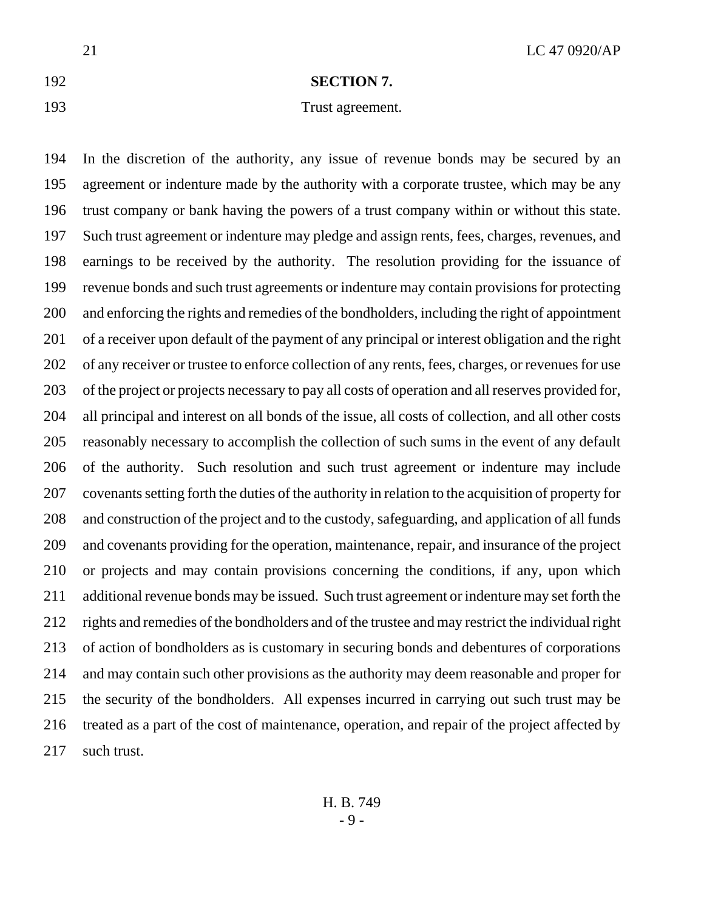**SECTION 7.**

Trust agreement.

In the discretion of the authority, any issue of revenue bonds may be secured by an agreement or indenture made by the authority with a corporate trustee, which may be any trust company or bank having the powers of a trust company within or without this state. Such trust agreement or indenture may pledge and assign rents, fees, charges, revenues, and earnings to be received by the authority. The resolution providing for the issuance of revenue bonds and such trust agreements or indenture may contain provisions for protecting and enforcing the rights and remedies of the bondholders, including the right of appointment of a receiver upon default of the payment of any principal or interest obligation and the right of any receiver or trustee to enforce collection of any rents, fees, charges, or revenues for use of the project or projects necessary to pay all costs of operation and all reserves provided for, all principal and interest on all bonds of the issue, all costs of collection, and all other costs reasonably necessary to accomplish the collection of such sums in the event of any default of the authority. Such resolution and such trust agreement or indenture may include covenants setting forth the duties of the authority in relation to the acquisition of property for and construction of the project and to the custody, safeguarding, and application of all funds and covenants providing for the operation, maintenance, repair, and insurance of the project or projects and may contain provisions concerning the conditions, if any, upon which additional revenue bonds may be issued. Such trust agreement or indenture may set forth the rights and remedies of the bondholders and of the trustee and may restrict the individual right of action of bondholders as is customary in securing bonds and debentures of corporations and may contain such other provisions as the authority may deem reasonable and proper for the security of the bondholders. All expenses incurred in carrying out such trust may be treated as a part of the cost of maintenance, operation, and repair of the project affected by such trust.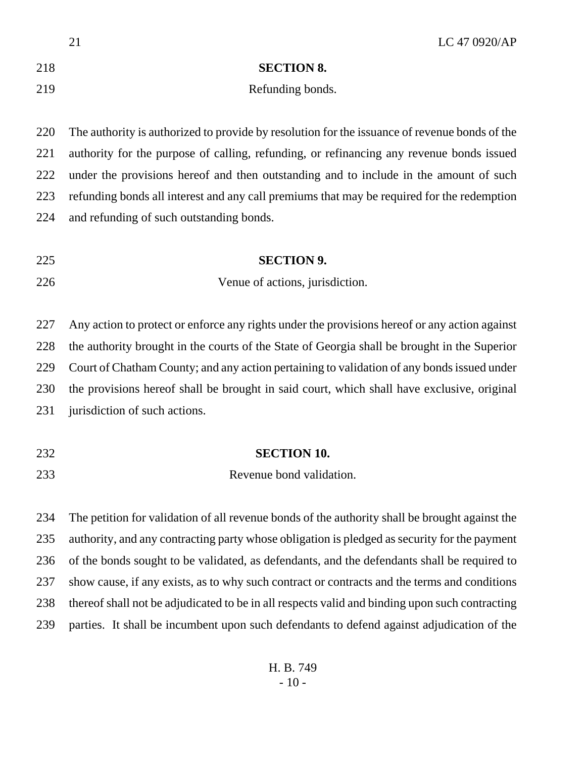**SECTION 8.**

Refunding bonds.

The authority is authorized to provide by resolution for the issuance of revenue bonds of the authority for the purpose of calling, refunding, or refinancing any revenue bonds issued under the provisions hereof and then outstanding and to include in the amount of such refunding bonds all interest and any call premiums that may be required for the redemption and refunding of such outstanding bonds.

**SECTION 9.**

Venue of actions, jurisdiction.

Any action to protect or enforce any rights under the provisions hereof or any action against the authority brought in the courts of the State of Georgia shall be brought in the Superior Court of Chatham County; and any action pertaining to validation of any bonds issued under the provisions hereof shall be brought in said court, which shall have exclusive, original jurisdiction of such actions.

**SECTION 10.**

Revenue bond validation.

The petition for validation of all revenue bonds of the authority shall be brought against the authority, and any contracting party whose obligation is pledged as security for the payment of the bonds sought to be validated, as defendants, and the defendants shall be required to show cause, if any exists, as to why such contract or contracts and the terms and conditions thereof shall not be adjudicated to be in all respects valid and binding upon such contracting parties. It shall be incumbent upon such defendants to defend against adjudication of the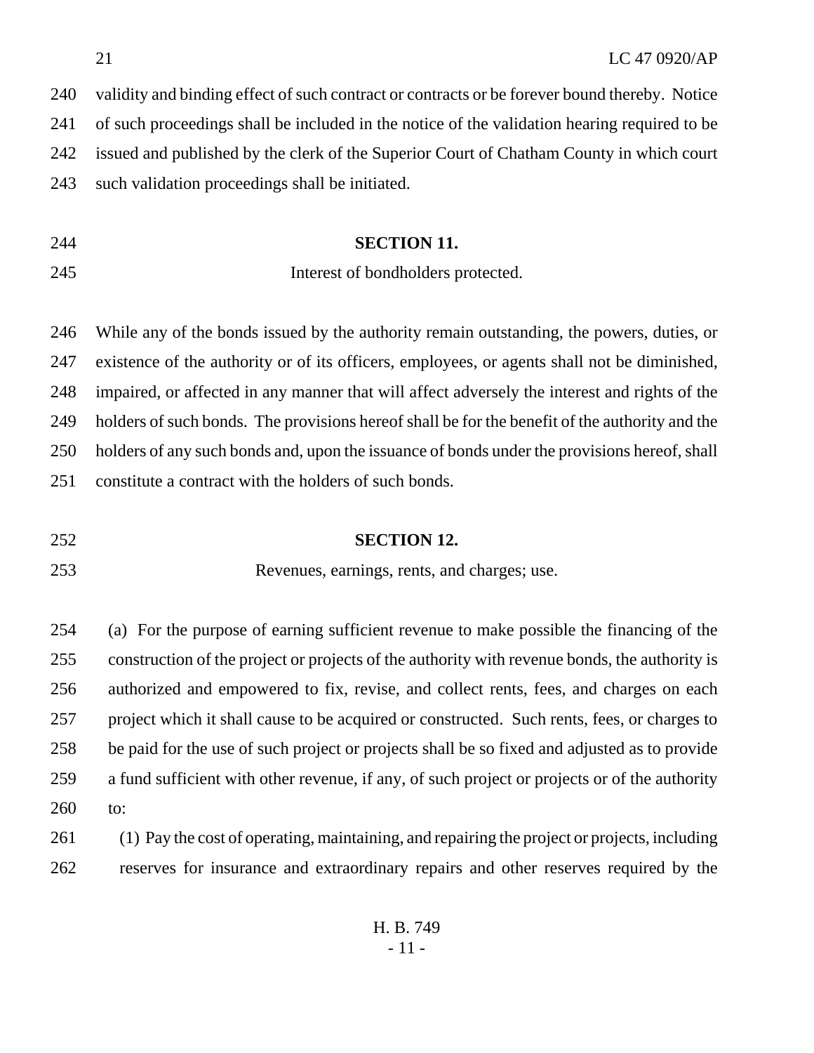validity and binding effect of such contract or contracts or be forever bound thereby. Notice of such proceedings shall be included in the notice of the validation hearing required to be issued and published by the clerk of the Superior Court of Chatham County in which court such validation proceedings shall be initiated.

**SECTION 11.**

Interest of bondholders protected.

While any of the bonds issued by the authority remain outstanding, the powers, duties, or existence of the authority or of its officers, employees, or agents shall not be diminished, impaired, or affected in any manner that will affect adversely the interest and rights of the holders of such bonds. The provisions hereof shall be for the benefit of the authority and the holders of any such bonds and, upon the issuance of bonds under the provisions hereof, shall constitute a contract with the holders of such bonds.

**SECTION 12.**

Revenues, earnings, rents, and charges; use.

(a) For the purpose of earning sufficient revenue to make possible the financing of the construction of the project or projects of the authority with revenue bonds, the authority is authorized and empowered to fix, revise, and collect rents, fees, and charges on each project which it shall cause to be acquired or constructed. Such rents, fees, or charges to be paid for the use of such project or projects shall be so fixed and adjusted as to provide a fund sufficient with other revenue, if any, of such project or projects or of the authority to:

(1) Pay the cost of operating, maintaining, and repairing the project or projects, including reserves for insurance and extraordinary repairs and other reserves required by the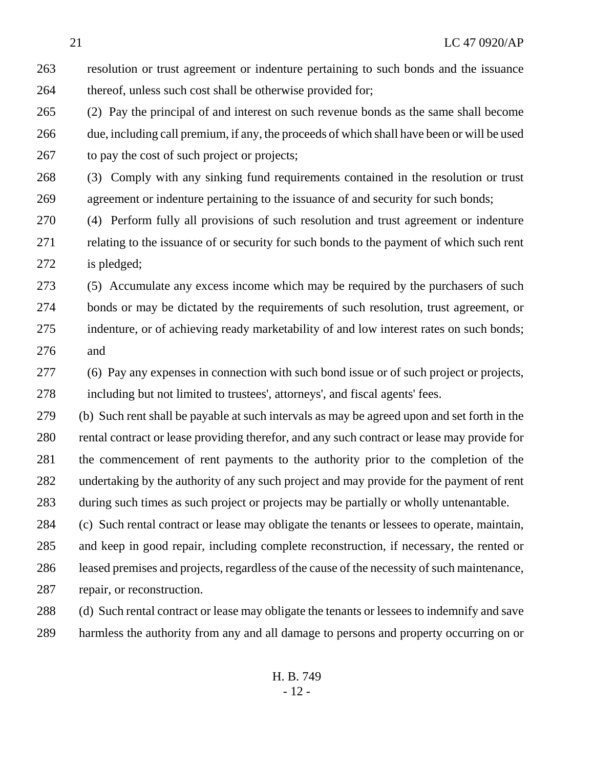resolution or trust agreement or indenture pertaining to such bonds and the issuance thereof, unless such cost shall be otherwise provided for;

(2) Pay the principal of and interest on such revenue bonds as the same shall become due, including call premium, if any, the proceeds of which shall have been or will be used to pay the cost of such project or projects;

(3) Comply with any sinking fund requirements contained in the resolution or trust agreement or indenture pertaining to the issuance of and security for such bonds;

(4) Perform fully all provisions of such resolution and trust agreement or indenture relating to the issuance of or security for such bonds to the payment of which such rent is pledged;

(5) Accumulate any excess income which may be required by the purchasers of such bonds or may be dictated by the requirements of such resolution, trust agreement, or indenture, or of achieving ready marketability of and low interest rates on such bonds; and

(6) Pay any expenses in connection with such bond issue or of such project or projects, including but not limited to trustees', attorneys', and fiscal agents' fees.

(b) Such rent shall be payable at such intervals as may be agreed upon and set forth in the rental contract or lease providing therefor, and any such contract or lease may provide for the commencement of rent payments to the authority prior to the completion of the undertaking by the authority of any such project and may provide for the payment of rent during such times as such project or projects may be partially or wholly untenantable.

(c) Such rental contract or lease may obligate the tenants or lessees to operate, maintain, and keep in good repair, including complete reconstruction, if necessary, the rented or leased premises and projects, regardless of the cause of the necessity of such maintenance, repair, or reconstruction.

(d) Such rental contract or lease may obligate the tenants or lessees to indemnify and save harmless the authority from any and all damage to persons and property occurring on or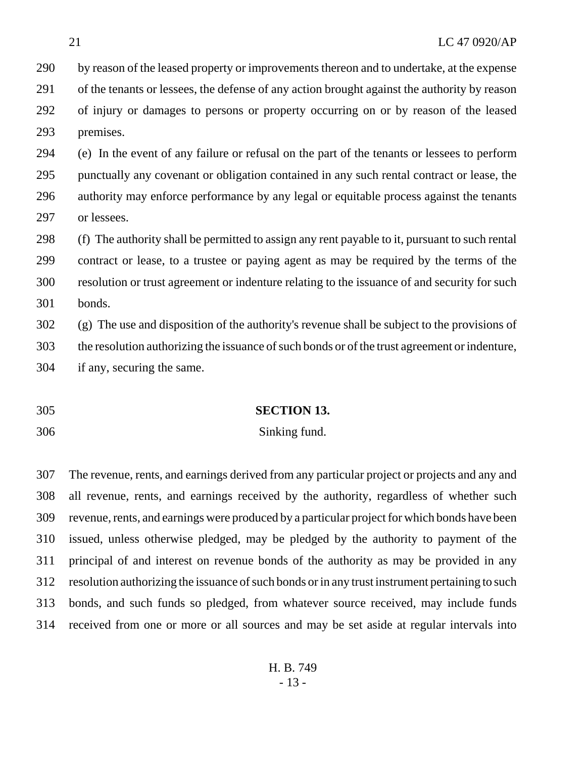by reason of the leased property or improvements thereon and to undertake, at the expense of the tenants or lessees, the defense of any action brought against the authority by reason of injury or damages to persons or property occurring on or by reason of the leased premises.

(e) In the event of any failure or refusal on the part of the tenants or lessees to perform punctually any covenant or obligation contained in any such rental contract or lease, the authority may enforce performance by any legal or equitable process against the tenants or lessees.

(f) The authority shall be permitted to assign any rent payable to it, pursuant to such rental contract or lease, to a trustee or paying agent as may be required by the terms of the resolution or trust agreement or indenture relating to the issuance of and security for such bonds.

(g) The use and disposition of the authority's revenue shall be subject to the provisions of the resolution authorizing the issuance of such bonds or of the trust agreement or indenture, if any, securing the same.

**SECTION 13.**

Sinking fund.

The revenue, rents, and earnings derived from any particular project or projects and any and all revenue, rents, and earnings received by the authority, regardless of whether such revenue, rents, and earnings were produced by a particular project for which bonds have been issued, unless otherwise pledged, may be pledged by the authority to payment of the principal of and interest on revenue bonds of the authority as may be provided in any resolution authorizing the issuance of such bonds or in any trust instrument pertaining to such bonds, and such funds so pledged, from whatever source received, may include funds received from one or more or all sources and may be set aside at regular intervals into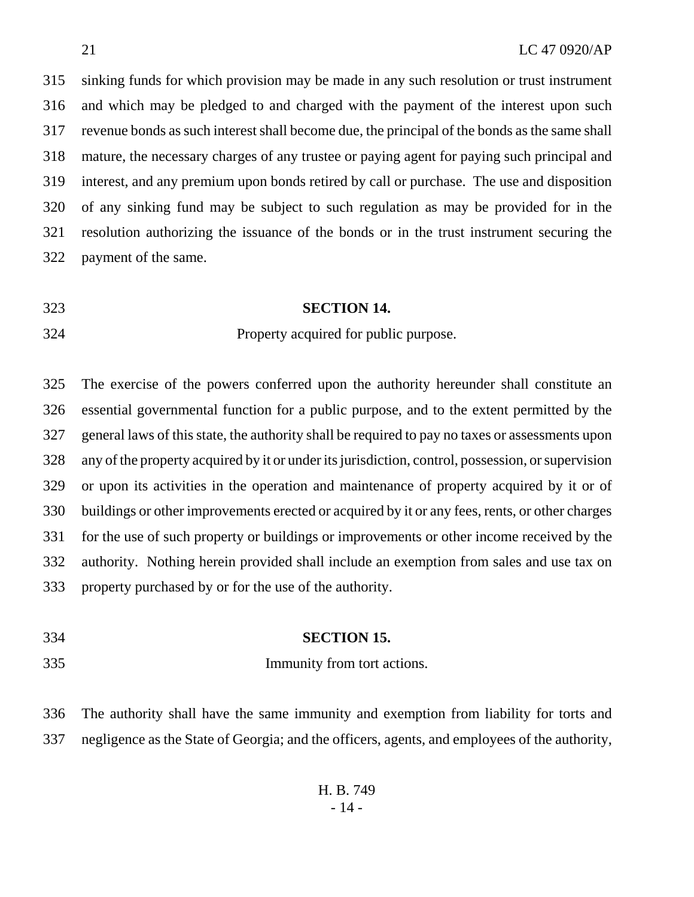sinking funds for which provision may be made in any such resolution or trust instrument and which may be pledged to and charged with the payment of the interest upon such revenue bonds as such interest shall become due, the principal of the bonds as the same shall mature, the necessary charges of any trustee or paying agent for paying such principal and interest, and any premium upon bonds retired by call or purchase. The use and disposition of any sinking fund may be subject to such regulation as may be provided for in the resolution authorizing the issuance of the bonds or in the trust instrument securing the payment of the same.

**SECTION 14.**

Property acquired for public purpose.

The exercise of the powers conferred upon the authority hereunder shall constitute an essential governmental function for a public purpose, and to the extent permitted by the general laws of this state, the authority shall be required to pay no taxes or assessments upon any of the property acquired by it or under its jurisdiction, control, possession, or supervision or upon its activities in the operation and maintenance of property acquired by it or of buildings or other improvements erected or acquired by it or any fees, rents, or other charges for the use of such property or buildings or improvements or other income received by the authority. Nothing herein provided shall include an exemption from sales and use tax on property purchased by or for the use of the authority.

**SECTION 15.**

Immunity from tort actions.

The authority shall have the same immunity and exemption from liability for torts and negligence as the State of Georgia; and the officers, agents, and employees of the authority,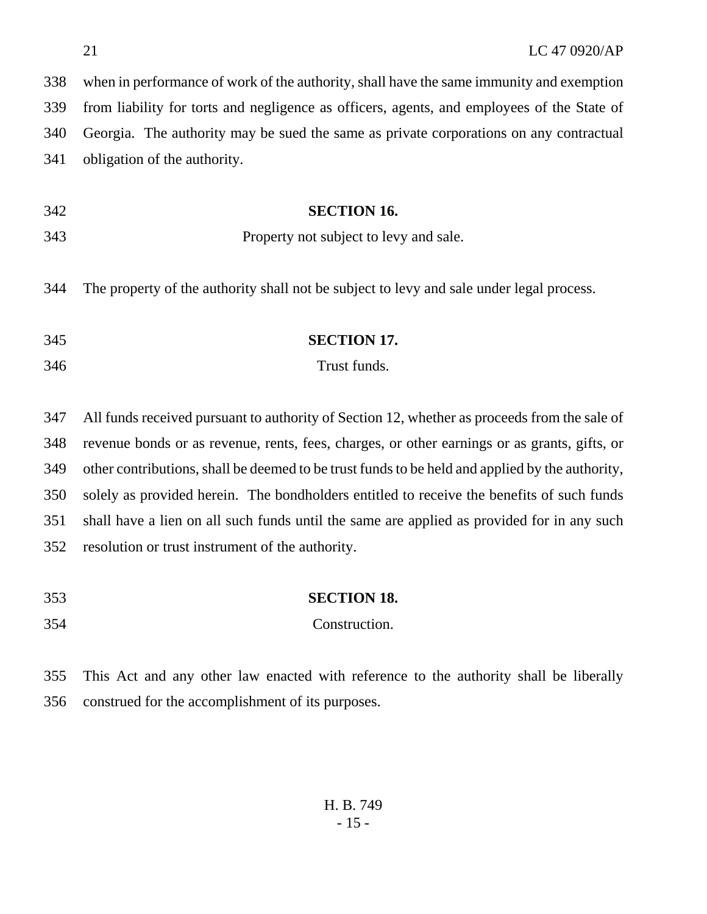when in performance of work of the authority, shall have the same immunity and exemption from liability for torts and negligence as officers, agents, and employees of the State of Georgia. The authority may be sued the same as private corporations on any contractual obligation of the authority.

**SECTION 16.**

Property not subject to levy and sale.

The property of the authority shall not be subject to levy and sale under legal process.

**SECTION 17.**

Trust funds.

All funds received pursuant to authority of Section 12, whether as proceeds from the sale of revenue bonds or as revenue, rents, fees, charges, or other earnings or as grants, gifts, or other contributions, shall be deemed to be trust funds to be held and applied by the authority, solely as provided herein. The bondholders entitled to receive the benefits of such funds shall have a lien on all such funds until the same are applied as provided for in any such resolution or trust instrument of the authority.

**SECTION 18.**

Construction.

This Act and any other law enacted with reference to the authority shall be liberally construed for the accomplishment of its purposes.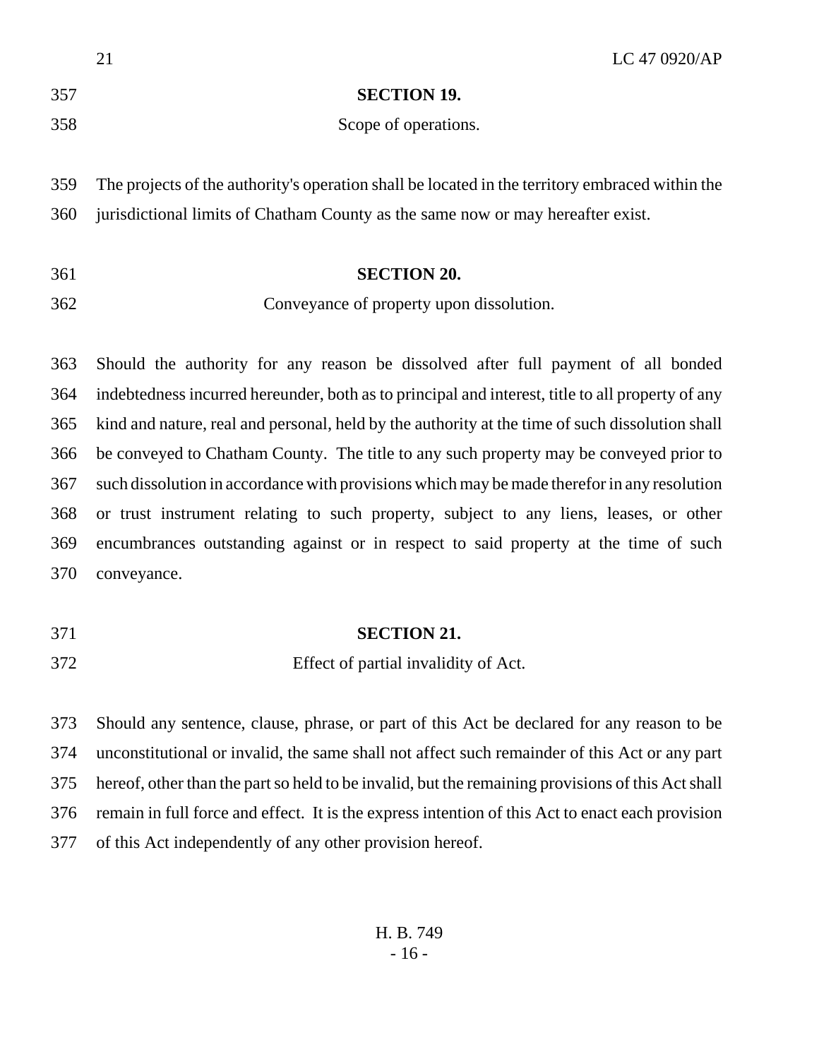**SECTION 19.**

Scope of operations.

The projects of the authority's operation shall be located in the territory embraced within the jurisdictional limits of Chatham County as the same now or may hereafter exist.

**SECTION 20.**

Conveyance of property upon dissolution.

Should the authority for any reason be dissolved after full payment of all bonded indebtedness incurred hereunder, both as to principal and interest, title to all property of any kind and nature, real and personal, held by the authority at the time of such dissolution shall be conveyed to Chatham County. The title to any such property may be conveyed prior to such dissolution in accordance with provisions which may be made therefor in any resolution or trust instrument relating to such property, subject to any liens, leases, or other encumbrances outstanding against or in respect to said property at the time of such conveyance.

**SECTION 21.**

Effect of partial invalidity of Act.

Should any sentence, clause, phrase, or part of this Act be declared for any reason to be unconstitutional or invalid, the same shall not affect such remainder of this Act or any part hereof, other than the part so held to be invalid, but the remaining provisions of this Act shall remain in full force and effect. It is the express intention of this Act to enact each provision of this Act independently of any other provision hereof.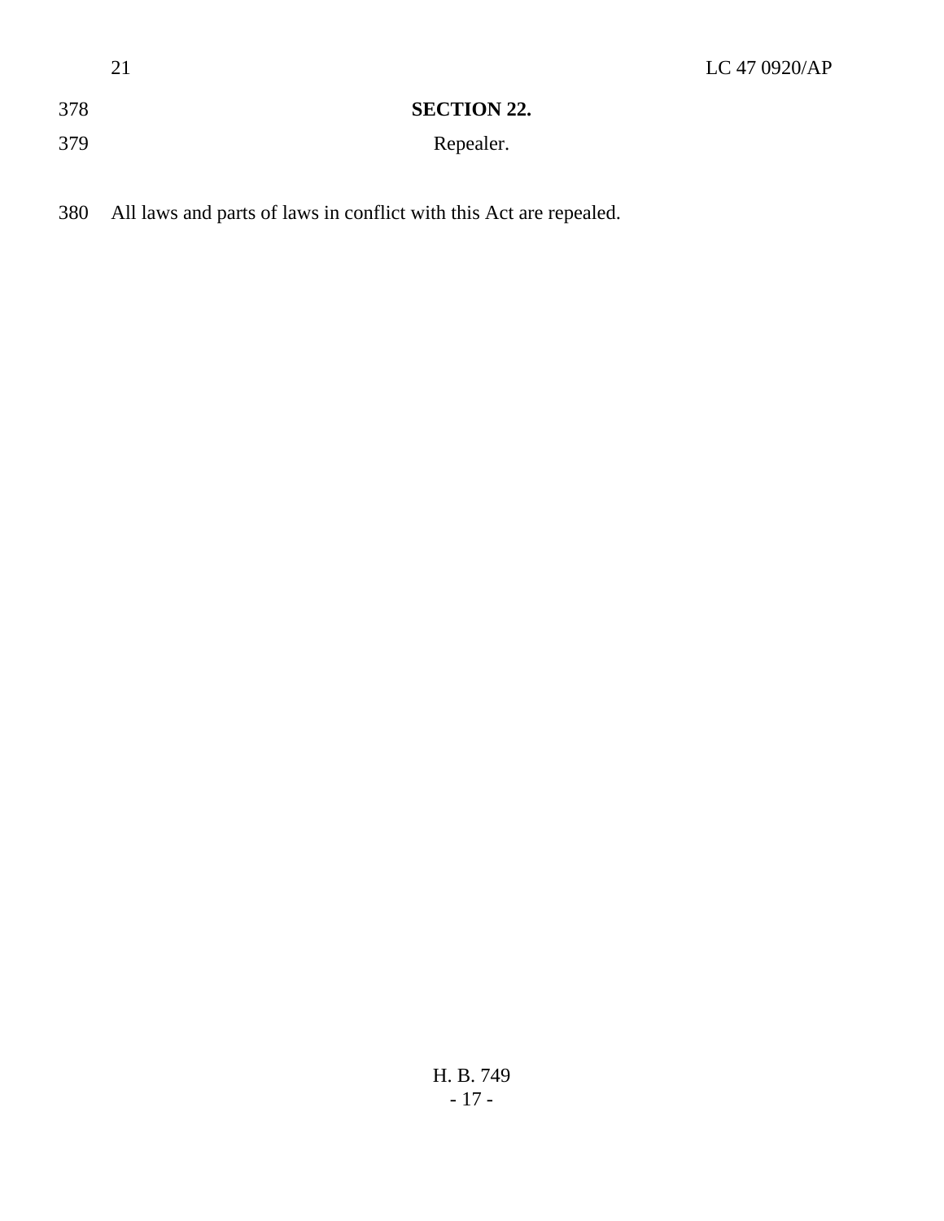**SECTION 22.**

Repealer.

All laws and parts of laws in conflict with this Act are repealed.